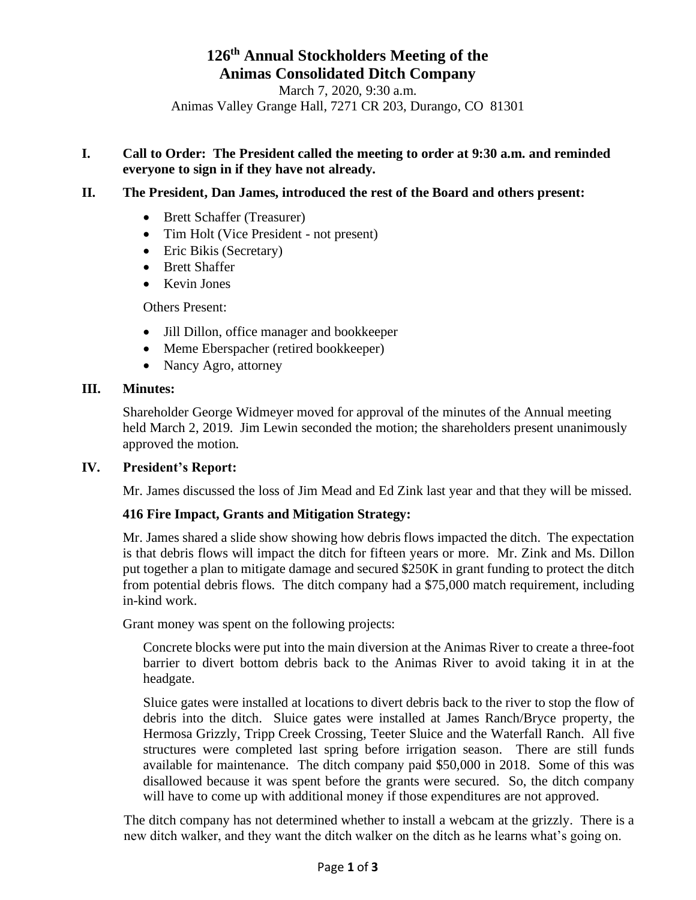# 126th Annual Stockholders Meeting of the Animas Consolidated Ditch Company

March 7, 2020, 9:30 a.m.
Animas Valley Grange Hall, 7271 CR 203, Durango, CO 81301

**I. Call to Order: The President called the meeting to order at 9:30 a.m. and reminded everyone to sign in if they have not already.**

**II. The President, Dan James, introduced the rest of the Board and others present:**

- Brett Schaffer (Treasurer)
- Tim Holt (Vice President - not present)
- Eric Bikis (Secretary)
- Brett Shaffer
- Kevin Jones

Others Present:

- Jill Dillon, office manager and bookkeeper
- Meme Eberspacher (retired bookkeeper)
- Nancy Agro, attorney

**III. Minutes:**

Shareholder George Widmeyer moved for approval of the minutes of the Annual meeting held March 2, 2019. Jim Lewin seconded the motion; the shareholders present unanimously approved the motion.

**IV. President's Report:**

Mr. James discussed the loss of Jim Mead and Ed Zink last year and that they will be missed.

**416 Fire Impact, Grants and Mitigation Strategy:**

Mr. James shared a slide show showing how debris flows impacted the ditch. The expectation is that debris flows will impact the ditch for fifteen years or more. Mr. Zink and Ms. Dillon put together a plan to mitigate damage and secured $250K in grant funding to protect the ditch from potential debris flows. The ditch company had a $75,000 match requirement, including in-kind work.

Grant money was spent on the following projects:

Concrete blocks were put into the main diversion at the Animas River to create a three-foot barrier to divert bottom debris back to the Animas River to avoid taking it in at the headgate.

Sluice gates were installed at locations to divert debris back to the river to stop the flow of debris into the ditch. Sluice gates were installed at James Ranch/Bryce property, the Hermosa Grizzly, Tripp Creek Crossing, Teeter Sluice and the Waterfall Ranch. All five structures were completed last spring before irrigation season. There are still funds available for maintenance. The ditch company paid $50,000 in 2018. Some of this was disallowed because it was spent before the grants were secured. So, the ditch company will have to come up with additional money if those expenditures are not approved.

The ditch company has not determined whether to install a webcam at the grizzly. There is a new ditch walker, and they want the ditch walker on the ditch as he learns what's going on.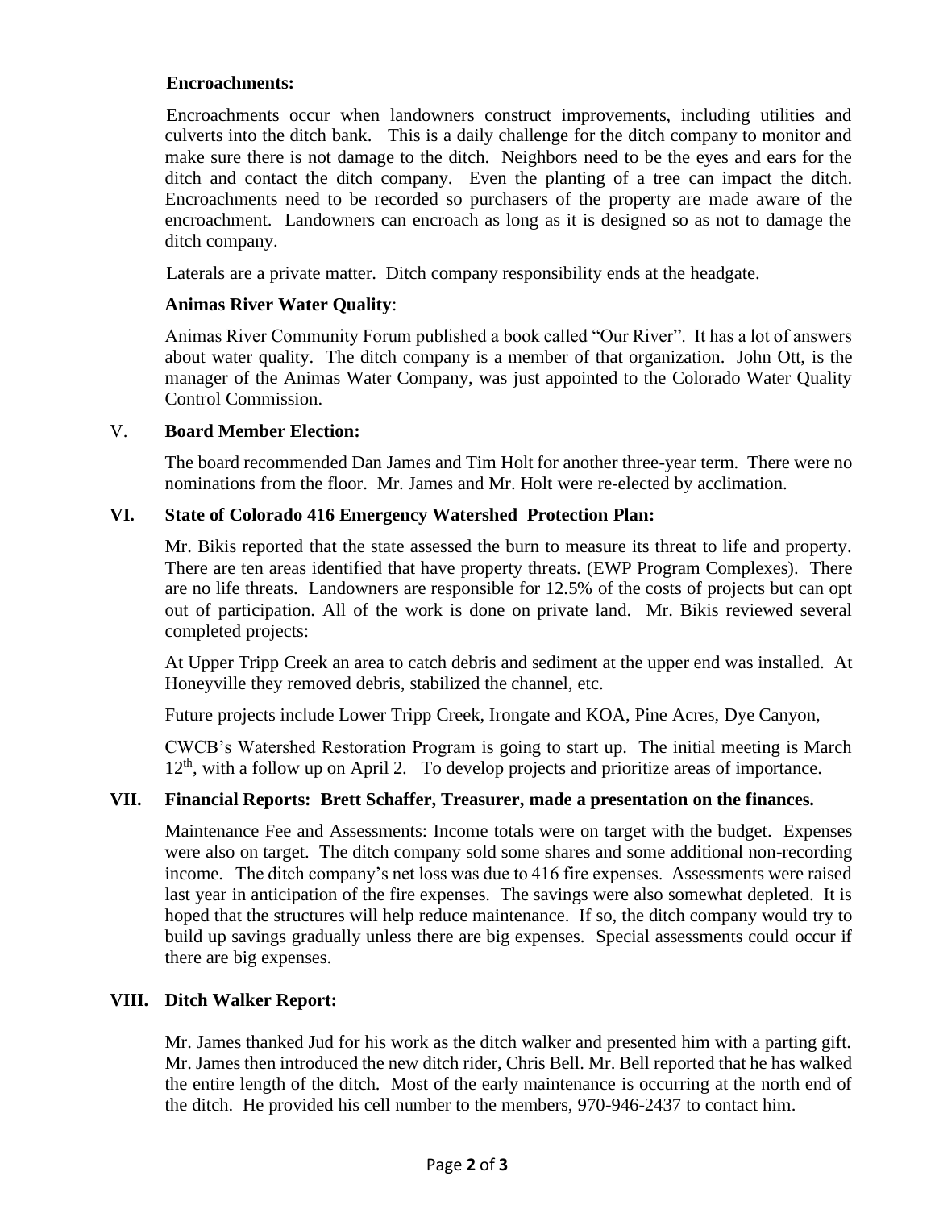**Encroachments:**

Encroachments occur when landowners construct improvements, including utilities and culverts into the ditch bank. This is a daily challenge for the ditch company to monitor and make sure there is not damage to the ditch. Neighbors need to be the eyes and ears for the ditch and contact the ditch company. Even the planting of a tree can impact the ditch. Encroachments need to be recorded so purchasers of the property are made aware of the encroachment. Landowners can encroach as long as it is designed so as not to damage the ditch company.

Laterals are a private matter. Ditch company responsibility ends at the headgate.

**Animas River Water Quality**:

Animas River Community Forum published a book called "Our River". It has a lot of answers about water quality. The ditch company is a member of that organization. John Ott, is the manager of the Animas Water Company, was just appointed to the Colorado Water Quality Control Commission.

## V. Board Member Election:

The board recommended Dan James and Tim Holt for another three-year term. There were no nominations from the floor. Mr. James and Mr. Holt were re-elected by acclimation.

## VI. State of Colorado 416 Emergency Watershed Protection Plan:

Mr. Bikis reported that the state assessed the burn to measure its threat to life and property. There are ten areas identified that have property threats. (EWP Program Complexes). There are no life threats. Landowners are responsible for 12.5% of the costs of projects but can opt out of participation. All of the work is done on private land. Mr. Bikis reviewed several completed projects:

At Upper Tripp Creek an area to catch debris and sediment at the upper end was installed. At Honeyville they removed debris, stabilized the channel, etc.

Future projects include Lower Tripp Creek, Irongate and KOA, Pine Acres, Dye Canyon,

CWCB's Watershed Restoration Program is going to start up. The initial meeting is March 12th, with a follow up on April 2. To develop projects and prioritize areas of importance.

## VII. Financial Reports: Brett Schaffer, Treasurer, made a presentation on the finances.

Maintenance Fee and Assessments: Income totals were on target with the budget. Expenses were also on target. The ditch company sold some shares and some additional non-recording income. The ditch company's net loss was due to 416 fire expenses. Assessments were raised last year in anticipation of the fire expenses. The savings were also somewhat depleted. It is hoped that the structures will help reduce maintenance. If so, the ditch company would try to build up savings gradually unless there are big expenses. Special assessments could occur if there are big expenses.

## VIII. Ditch Walker Report:

Mr. James thanked Jud for his work as the ditch walker and presented him with a parting gift. Mr. James then introduced the new ditch rider, Chris Bell. Mr. Bell reported that he has walked the entire length of the ditch. Most of the early maintenance is occurring at the north end of the ditch. He provided his cell number to the members, 970-946-2437 to contact him.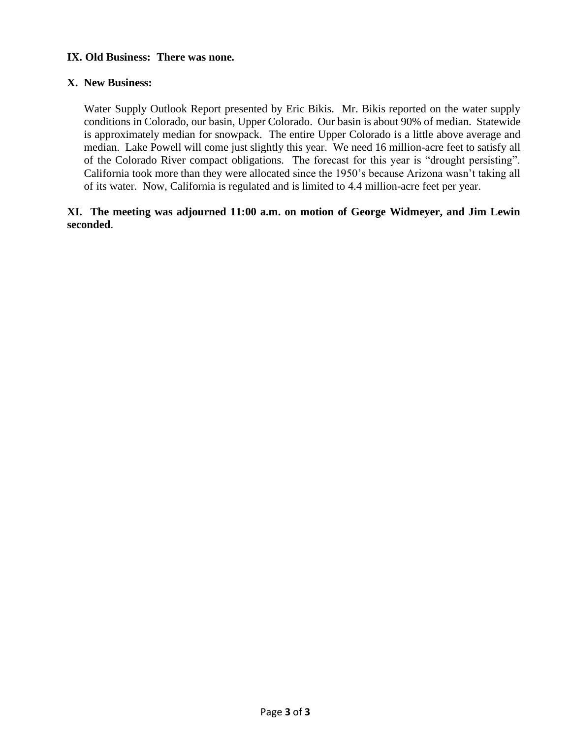**IX. Old Business: There was none.**

**X. New Business:**

Water Supply Outlook Report presented by Eric Bikis. Mr. Bikis reported on the water supply conditions in Colorado, our basin, Upper Colorado. Our basin is about 90% of median. Statewide is approximately median for snowpack. The entire Upper Colorado is a little above average and median. Lake Powell will come just slightly this year. We need 16 million-acre feet to satisfy all of the Colorado River compact obligations. The forecast for this year is "drought persisting". California took more than they were allocated since the 1950's because Arizona wasn't taking all of its water. Now, California is regulated and is limited to 4.4 million-acre feet per year.

**XI. The meeting was adjourned 11:00 a.m. on motion of George Widmeyer, and Jim Lewin seconded**.